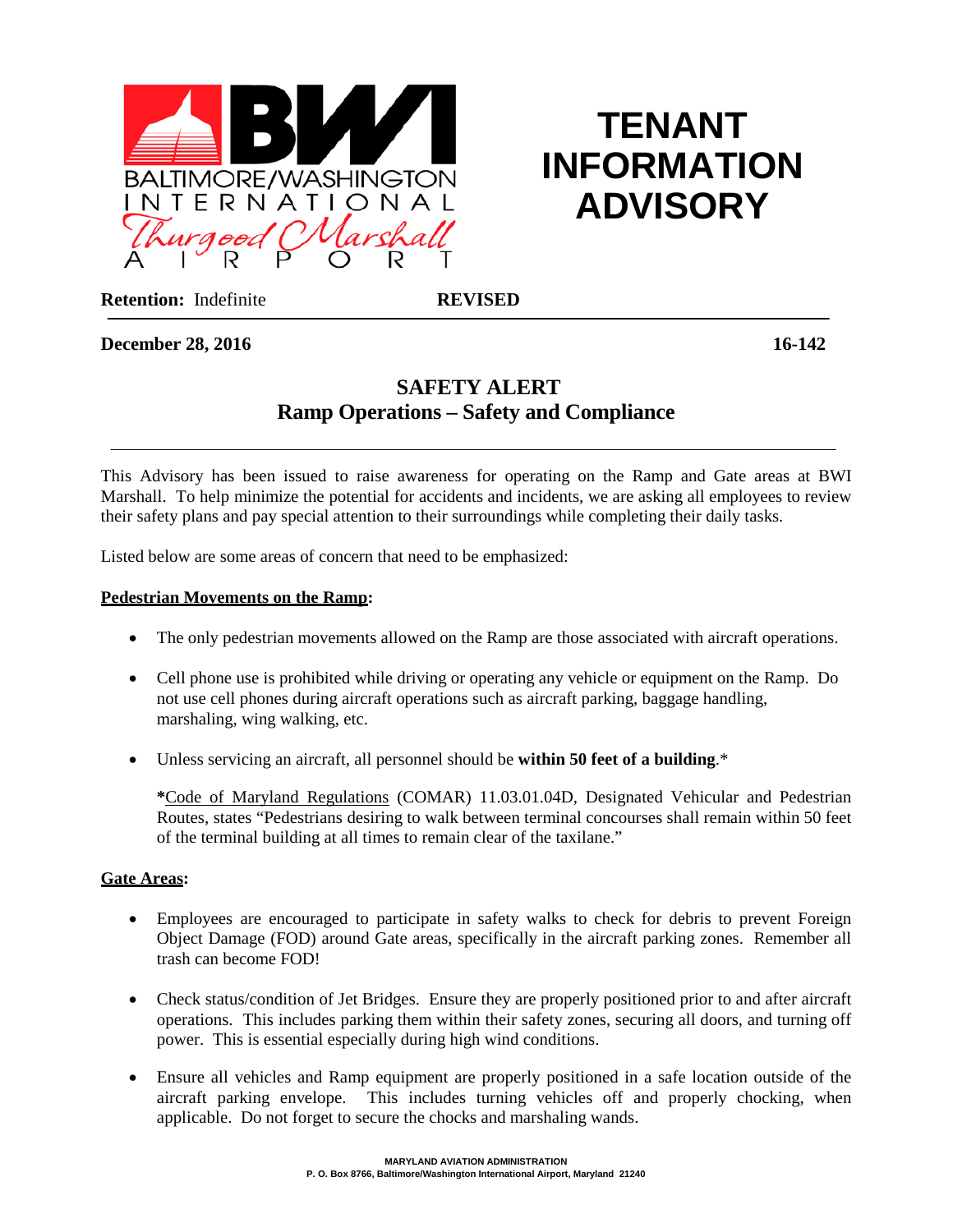BALTIMORE/WASHINGTON INTERNATIONAL Thurgood Marshall AIRPORT

# TENANT INFORMATION ADVISORY

**Retention:** Indefinite **REVISED**

**December 28, 2016** **16-142**

## SAFETY ALERT
## Ramp Operations – Safety and Compliance

This Advisory has been issued to raise awareness for operating on the Ramp and Gate areas at BWI Marshall. To help minimize the potential for accidents and incidents, we are asking all employees to review their safety plans and pay special attention to their surroundings while completing their daily tasks.

Listed below are some areas of concern that need to be emphasized:

**Pedestrian Movements on the Ramp:**

- The only pedestrian movements allowed on the Ramp are those associated with aircraft operations.
- Cell phone use is prohibited while driving or operating any vehicle or equipment on the Ramp. Do not use cell phones during aircraft operations such as aircraft parking, baggage handling, marshaling, wing walking, etc.
- Unless servicing an aircraft, all personnel should be **within 50 feet of a building**.*

  **\***Code of Maryland Regulations (COMAR) 11.03.01.04D, Designated Vehicular and Pedestrian Routes, states "Pedestrians desiring to walk between terminal concourses shall remain within 50 feet of the terminal building at all times to remain clear of the taxilane."

**Gate Areas:**

- Employees are encouraged to participate in safety walks to check for debris to prevent Foreign Object Damage (FOD) around Gate areas, specifically in the aircraft parking zones. Remember all trash can become FOD!
- Check status/condition of Jet Bridges. Ensure they are properly positioned prior to and after aircraft operations. This includes parking them within their safety zones, securing all doors, and turning off power. This is essential especially during high wind conditions.
- Ensure all vehicles and Ramp equipment are properly positioned in a safe location outside of the aircraft parking envelope. This includes turning vehicles off and properly chocking, when applicable. Do not forget to secure the chocks and marshaling wands.

MARYLAND AVIATION ADMINISTRATION
P. O. Box 8766, Baltimore/Washington International Airport, Maryland 21240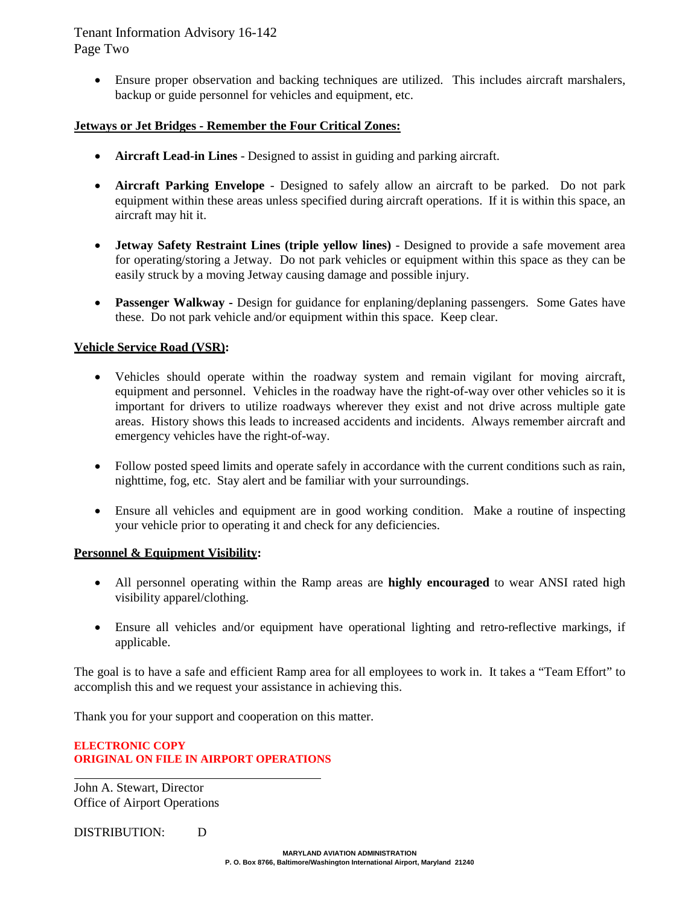- Ensure proper observation and backing techniques are utilized. This includes aircraft marshalers, backup or guide personnel for vehicles and equipment, etc.

**Jetways or Jet Bridges - Remember the Four Critical Zones:**

- **Aircraft Lead-in Lines** - Designed to assist in guiding and parking aircraft.
- **Aircraft Parking Envelope** - Designed to safely allow an aircraft to be parked. Do not park equipment within these areas unless specified during aircraft operations. If it is within this space, an aircraft may hit it.
- **Jetway Safety Restraint Lines (triple yellow lines)** - Designed to provide a safe movement area for operating/storing a Jetway. Do not park vehicles or equipment within this space as they can be easily struck by a moving Jetway causing damage and possible injury.
- **Passenger Walkway -** Design for guidance for enplaning/deplaning passengers. Some Gates have these. Do not park vehicle and/or equipment within this space. Keep clear.

**Vehicle Service Road (VSR):**

- Vehicles should operate within the roadway system and remain vigilant for moving aircraft, equipment and personnel. Vehicles in the roadway have the right-of-way over other vehicles so it is important for drivers to utilize roadways wherever they exist and not drive across multiple gate areas. History shows this leads to increased accidents and incidents. Always remember aircraft and emergency vehicles have the right-of-way.
- Follow posted speed limits and operate safely in accordance with the current conditions such as rain, nighttime, fog, etc. Stay alert and be familiar with your surroundings.
- Ensure all vehicles and equipment are in good working condition. Make a routine of inspecting your vehicle prior to operating it and check for any deficiencies.

**Personnel & Equipment Visibility:**

- All personnel operating within the Ramp areas are **highly encouraged** to wear ANSI rated high visibility apparel/clothing.
- Ensure all vehicles and/or equipment have operational lighting and retro-reflective markings, if applicable.

The goal is to have a safe and efficient Ramp area for all employees to work in. It takes a "Team Effort" to accomplish this and we request your assistance in achieving this.

Thank you for your support and cooperation on this matter.

**ELECTRONIC COPY**
**ORIGINAL ON FILE IN AIRPORT OPERATIONS**

John A. Stewart, Director
Office of Airport Operations

DISTRIBUTION: D

MARYLAND AVIATION ADMINISTRATION
P. O. Box 8766, Baltimore/Washington International Airport, Maryland 21240